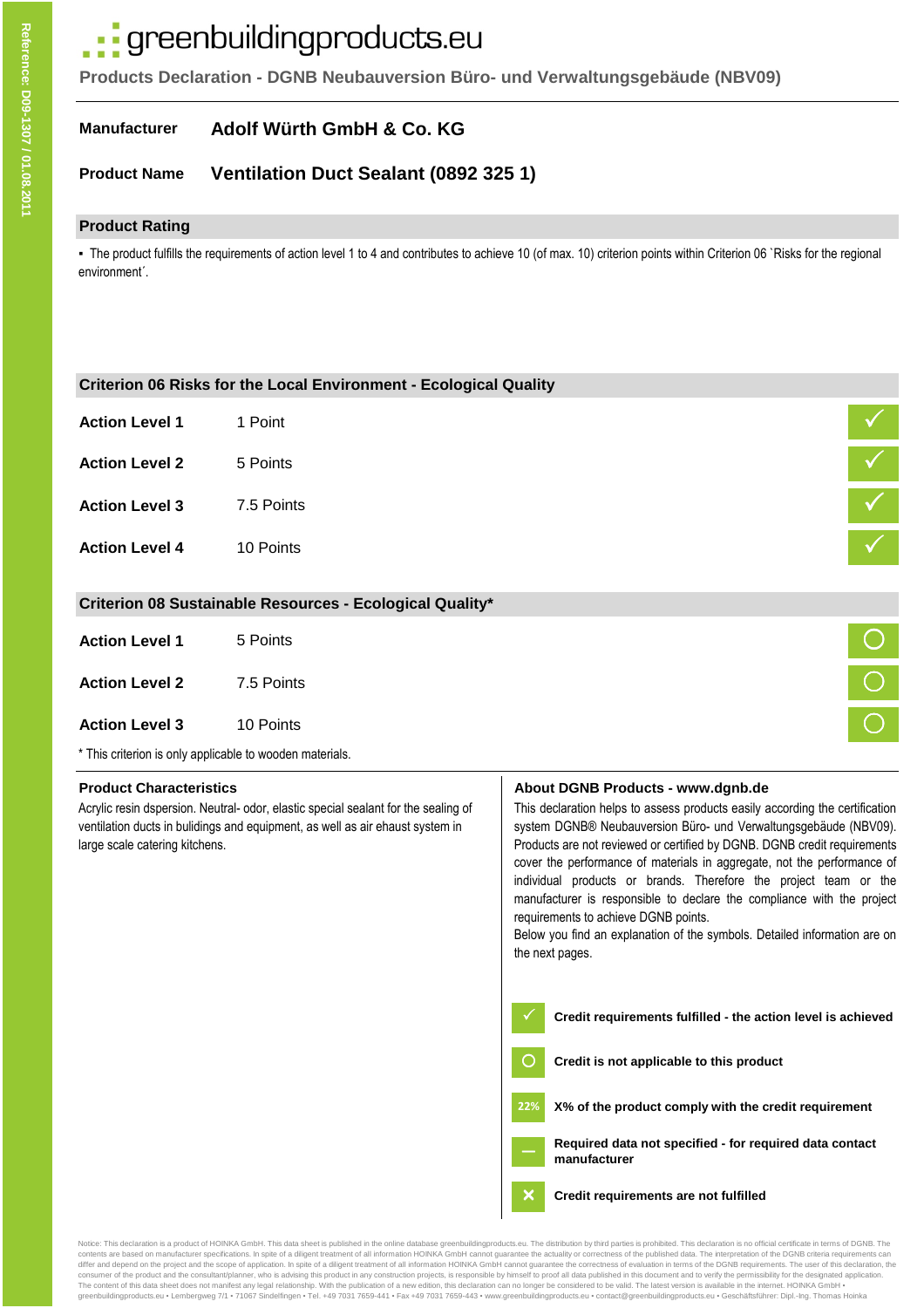# greenbuildingproducts.eu

**Products Declaration - DGNB Neubauversion Büro- und Verwaltungsgebäude (NBV09)**

Reference: D09-1307 / 01.08.2011

| | |
|---|---|
| **Manufacturer** | **Adolf Würth GmbH & Co. KG** |
| **Product Name** | **Ventilation Duct Sealant (0892 325 1)** |

## Product Rating

- The product fulfills the requirements of action level 1 to 4 and contributes to achieve 10 (of max. 10) criterion points within Criterion 06 `Risks for the regional environment´.

## Criterion 06 Risks for the Local Environment - Ecological Quality

| | | |
|---|---|---|
| **Action Level 1** | 1 Point | ✓ |
| **Action Level 2** | 5 Points | ✓ |
| **Action Level 3** | 7.5 Points | ✓ |
| **Action Level 4** | 10 Points | ✓ |

## Criterion 08 Sustainable Resources - Ecological Quality*

| | | |
|---|---|---|
| **Action Level 1** | 5 Points | ○ |
| **Action Level 2** | 7.5 Points | ○ |
| **Action Level 3** | 10 Points | ○ |

* This criterion is only applicable to wooden materials.

### Product Characteristics

Acrylic resin dspersion. Neutral- odor, elastic special sealant for the sealing of ventilation ducts in bulidings and equipment, as well as air ehaust system in large scale catering kitchens.

### About DGNB Products - www.dgnb.de

This declaration helps to assess products easily according the certification system DGNB® Neubauversion Büro- und Verwaltungsgebäude (NBV09). Products are not reviewed or certified by DGNB. DGNB credit requirements cover the performance of materials in aggregate, not the performance of individual products or brands. Therefore the project team or the manufacturer is responsible to declare the compliance with the project requirements to achieve DGNB points.
Below you find an explanation of the symbols. Detailed information are on the next pages.

| | |
|---|---|
| ✓ | **Credit requirements fulfilled - the action level is achieved** |
| ○ | **Credit is not applicable to this product** |
| 22% | **X% of the product comply with the credit requirement** |
| – | **Required data not specified - for required data contact manufacturer** |
| ✕ | **Credit requirements are not fulfilled** |

Notice: This declaration is a product of HOINKA GmbH. This data sheet is published in the online database greenbuildingproducts.eu. The distribution by third parties is prohibited. This declaration is no official certificate in terms of DGNB. The contents are based on manufacturer specifications. In spite of a diligent treatment of all information HOINKA GmbH cannot guarantee the actuality or correctness of the published data. The interpretation of the DGNB criteria requirements can differ and depend on the project and the scope of application. In spite of a diligent treatment of all information HOINKA GmbH cannot guarantee the correctness of evaluation in terms of the DGNB requirements. The user of this declaration, the consumer of the product and the consultant/planner, who is advising this product in any construction projects, is responsible by himself to proof all data published in this document and to verify the permissibility for the designated application. The content of this data sheet does not manifest any legal relationship. With the publication of a new edition, this declaration can no longer be considered to be valid. The latest version is available in the internet. HOINKA GmbH • greenbuildingproducts.eu • Lembergweg 7/1 • 71067 Sindelfingen • Tel. +49 7031 7659-441 • Fax +49 7031 7659-443 • www.greenbuildingproducts.eu • contact@greenbuildingproducts.eu • Geschäftsführer: Dipl.-Ing. Thomas Hoinka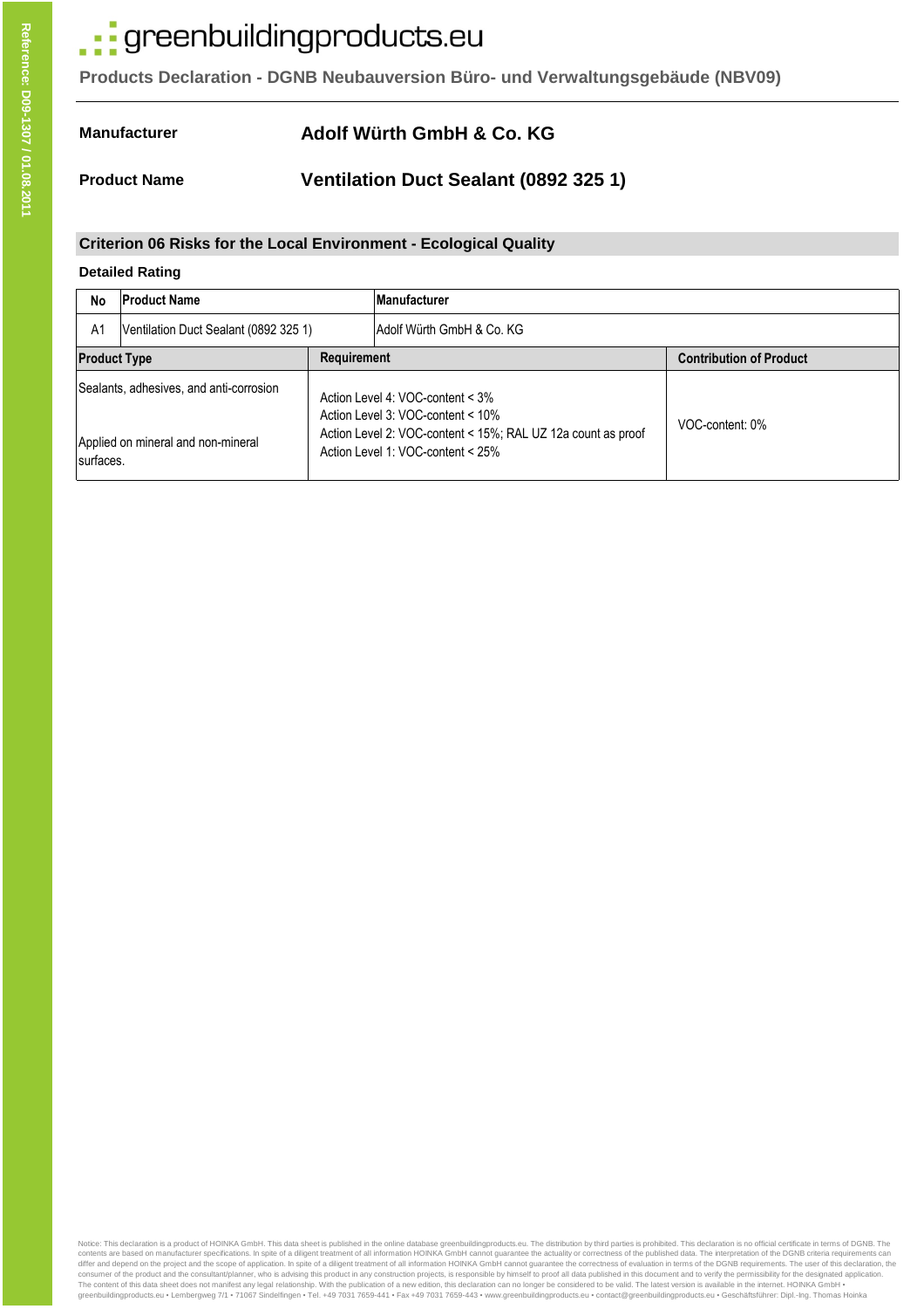# greenbuildingproducts.eu

**Products Declaration - DGNB Neubauversion Büro- und Verwaltungsgebäude (NBV09)**

| | |
|---|---|
| **Manufacturer** | **Adolf Würth GmbH & Co. KG** |
| **Product Name** | **Ventilation Duct Sealant (0892 325 1)** |

## Criterion 06 Risks for the Local Environment - Ecological Quality

**Detailed Rating**

| No | Product Name | Manufacturer |
|---|---|---|
| A1 | Ventilation Duct Sealant (0892 325 1) | Adolf Würth GmbH & Co. KG |

| Product Type | Requirement | Contribution of Product |
|---|---|---|
| Sealants, adhesives, and anti-corrosion<br><br>Applied on mineral and non-mineral surfaces. | Action Level 4: VOC-content < 3%<br>Action Level 3: VOC-content < 10%<br>Action Level 2: VOC-content < 15%; RAL UZ 12a count as proof<br>Action Level 1: VOC-content < 25% | VOC-content: 0% |

Notice: This declaration is a product of HOINKA GmbH. This data sheet is published in the online database greenbuildingproducts.eu. The distribution by third parties is prohibited. This declaration is no official certificate in terms of DGNB. The contents are based on manufacturer specifications. In spite of a diligent treatment of all information HOINKA GmbH cannot guarantee the actuality or correctness of the published data. The interpretation of the DGNB criteria requirements can differ and depend on the project and the scope of application. In spite of a diligent treatment of all information HOINKA GmbH cannot guarantee the correctness of evaluation in terms of the DGNB requirements. The user of this declaration, the consumer of the product and the consultant/planner, who is advising this product in any construction projects, is responsible by himself to proof all data published in this document and to verify the permissibility for the designated application. The content of this data sheet does not manifest any legal relationship. With the publication of a new edition, this declaration can no longer be considered to be valid. The latest version is available in the internet. HOINKA GmbH • greenbuildingproducts.eu • Lembergweg 7/1 • 71067 Sindelfingen • Tel. +49 7031 7659-441 • Fax +49 7031 7659-443 • www.greenbuildingproducts.eu • contact@greenbuildingproducts.eu • Geschäftsführer: Dipl.-Ing. Thomas Hoinka